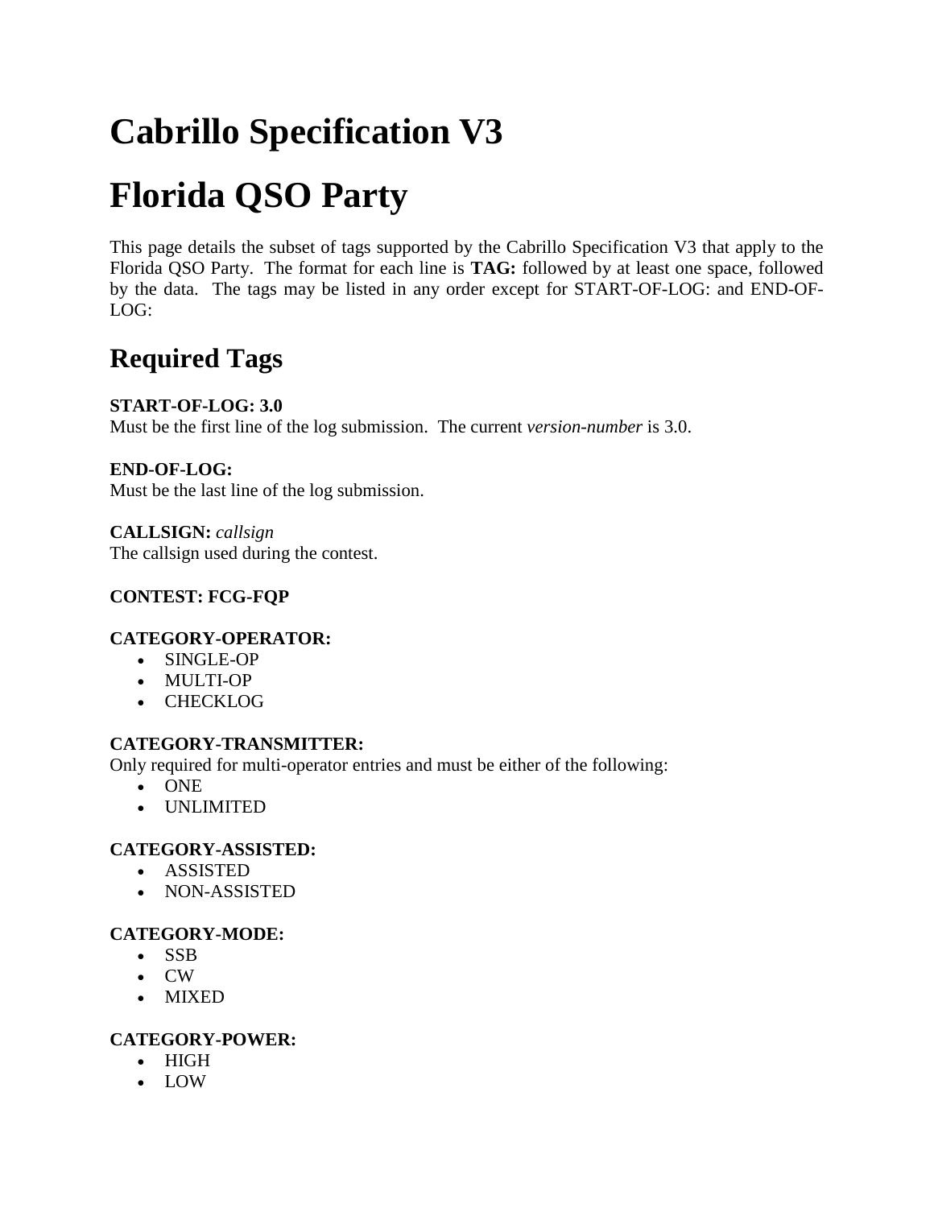# Cabrillo Specification V3

# Florida QSO Party

This page details the subset of tags supported by the Cabrillo Specification V3 that apply to the Florida QSO Party. The format for each line is **TAG:** followed by at least one space, followed by the data. The tags may be listed in any order except for START-OF-LOG: and END-OF-LOG:

## Required Tags

**START-OF-LOG: 3.0**
Must be the first line of the log submission. The current *version-number* is 3.0.

**END-OF-LOG:**
Must be the last line of the log submission.

**CALLSIGN:** *callsign*
The callsign used during the contest.

**CONTEST: FCG-FQP**

**CATEGORY-OPERATOR:**

- SINGLE-OP
- MULTI-OP
- CHECKLOG

**CATEGORY-TRANSMITTER:**
Only required for multi-operator entries and must be either of the following:

- ONE
- UNLIMITED

**CATEGORY-ASSISTED:**

- ASSISTED
- NON-ASSISTED

**CATEGORY-MODE:**

- SSB
- CW
- MIXED

**CATEGORY-POWER:**

- HIGH
- LOW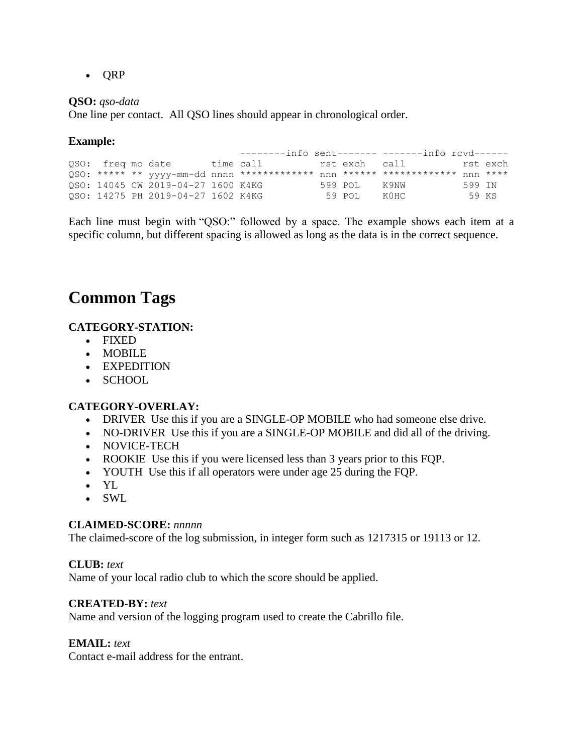- QRP

**QSO:** *qso-data*
One line per contact.  All QSO lines should appear in chronological order.

**Example:**

```
                                 --------info sent------- -------info rcvd------
QSO:  freq mo date       time call          rst exch   call          rst exch
QSO: ***** ** yyyy-mm-dd nnnn ************* nnn ****** ************* nnn ****
QSO: 14045 CW 2019-04-27 1600 K4KG          599 POL    K9NW          599 IN
QSO: 14275 PH 2019-04-27 1602 K4KG           59 POL    K0HC           59 KS
```

Each line must begin with "QSO:" followed by a space. The example shows each item at a specific column, but different spacing is allowed as long as the data is in the correct sequence.

# Common Tags

**CATEGORY-STATION:**

- FIXED
- MOBILE
- EXPEDITION
- SCHOOL

**CATEGORY-OVERLAY:**

- DRIVER  Use this if you are a SINGLE-OP MOBILE who had someone else drive.
- NO-DRIVER  Use this if you are a SINGLE-OP MOBILE and did all of the driving.
- NOVICE-TECH
- ROOKIE  Use this if you were licensed less than 3 years prior to this FQP.
- YOUTH  Use this if all operators were under age 25 during the FQP.
- YL
- SWL

**CLAIMED-SCORE:** *nnnnn*
The claimed-score of the log submission, in integer form such as 1217315 or 19113 or 12.

**CLUB:** *text*
Name of your local radio club to which the score should be applied.

**CREATED-BY:** *text*
Name and version of the logging program used to create the Cabrillo file.

**EMAIL:** *text*
Contact e-mail address for the entrant.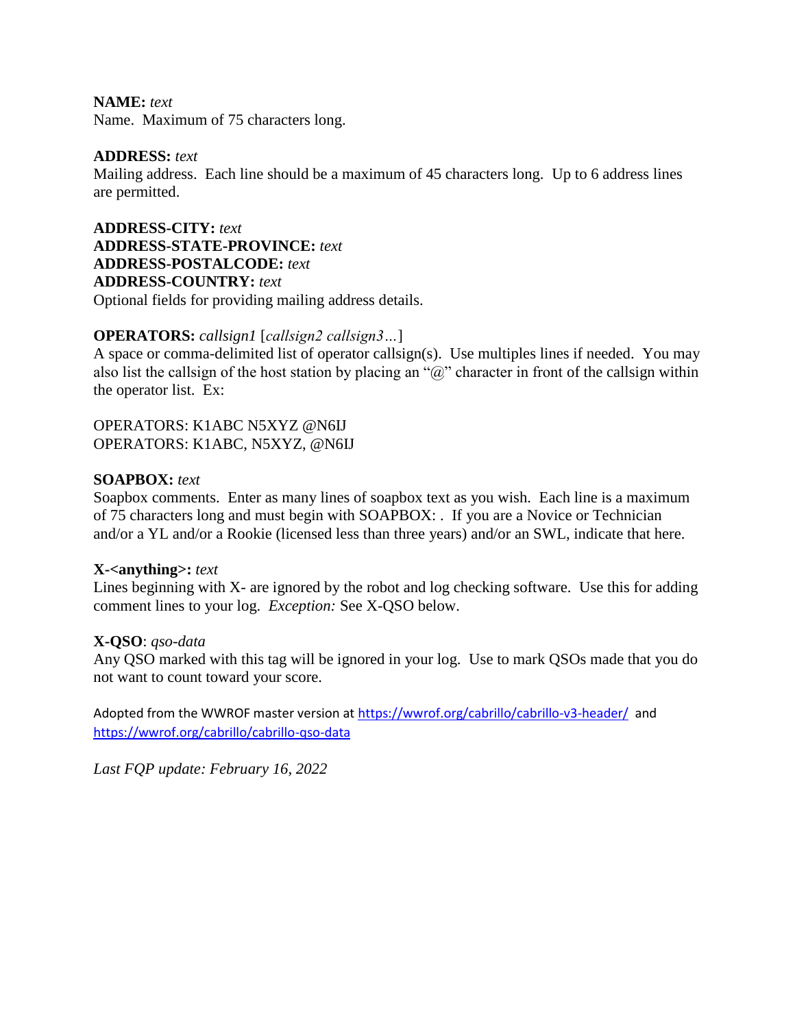**NAME:** *text*
Name. Maximum of 75 characters long.

**ADDRESS:** *text*
Mailing address. Each line should be a maximum of 45 characters long. Up to 6 address lines are permitted.

**ADDRESS-CITY:** *text*
**ADDRESS-STATE-PROVINCE:** *text*
**ADDRESS-POSTALCODE:** *text*
**ADDRESS-COUNTRY:** *text*
Optional fields for providing mailing address details.

**OPERATORS:** *callsign1* [*callsign2 callsign3…*]
A space or comma-delimited list of operator callsign(s). Use multiples lines if needed. You may also list the callsign of the host station by placing an "@" character in front of the callsign within the operator list. Ex:

OPERATORS: K1ABC N5XYZ @N6IJ
OPERATORS: K1ABC, N5XYZ, @N6IJ

**SOAPBOX:** *text*
Soapbox comments. Enter as many lines of soapbox text as you wish. Each line is a maximum of 75 characters long and must begin with SOAPBOX: . If you are a Novice or Technician and/or a YL and/or a Rookie (licensed less than three years) and/or an SWL, indicate that here.

**X-<anything>:** *text*
Lines beginning with X- are ignored by the robot and log checking software. Use this for adding comment lines to your log. *Exception:* See X-QSO below.

**X-QSO**: *qso-data*
Any QSO marked with this tag will be ignored in your log. Use to mark QSOs made that you do not want to count toward your score.

Adopted from the WWROF master version at https://wwrof.org/cabrillo/cabrillo-v3-header/ and https://wwrof.org/cabrillo/cabrillo-qso-data

*Last FQP update: February 16, 2022*